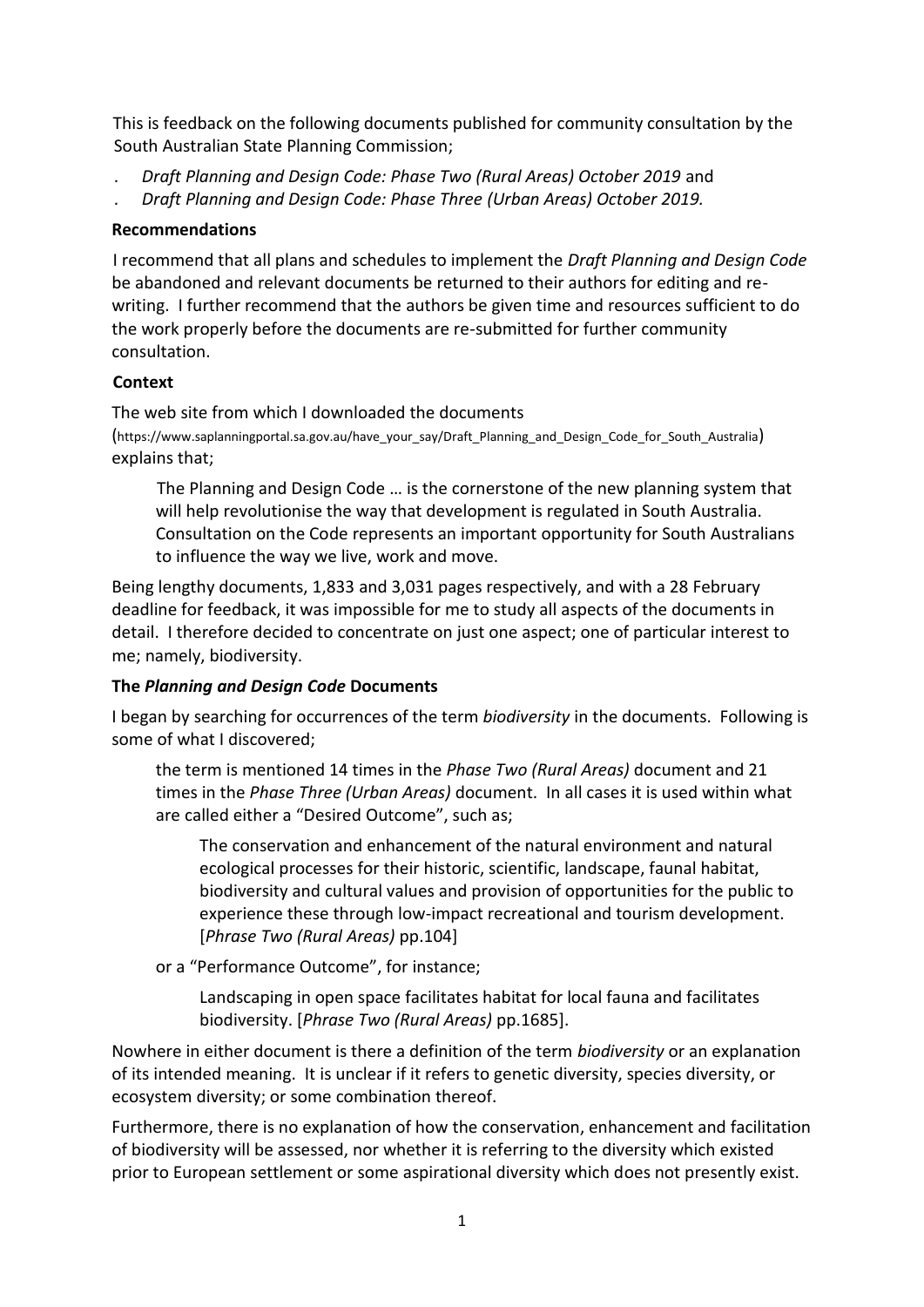This is feedback on the following documents published for community consultation by the South Australian State Planning Commission;

. *Draft Planning and Design Code: Phase Two (Rural Areas) October 2019* and
. *Draft Planning and Design Code: Phase Three (Urban Areas) October 2019.*

**Recommendations**

I recommend that all plans and schedules to implement the *Draft Planning and Design Code* be abandoned and relevant documents be returned to their authors for editing and re-writing. I further recommend that the authors be given time and resources sufficient to do the work properly before the documents are re-submitted for further community consultation.

**Context**

The web site from which I downloaded the documents (https://www.saplanningportal.sa.gov.au/have_your_say/Draft_Planning_and_Design_Code_for_South_Australia) explains that;

> The Planning and Design Code … is the cornerstone of the new planning system that will help revolutionise the way that development is regulated in South Australia. Consultation on the Code represents an important opportunity for South Australians to influence the way we live, work and move.

Being lengthy documents, 1,833 and 3,031 pages respectively, and with a 28 February deadline for feedback, it was impossible for me to study all aspects of the documents in detail. I therefore decided to concentrate on just one aspect; one of particular interest to me; namely, biodiversity.

**The *Planning and Design Code* Documents**

I began by searching for occurrences of the term *biodiversity* in the documents. Following is some of what I discovered;

> the term is mentioned 14 times in the *Phase Two (Rural Areas)* document and 21 times in the *Phase Three (Urban Areas)* document. In all cases it is used within what are called either a "Desired Outcome", such as;
>
> > The conservation and enhancement of the natural environment and natural ecological processes for their historic, scientific, landscape, faunal habitat, biodiversity and cultural values and provision of opportunities for the public to experience these through low-impact recreational and tourism development. [*Phrase Two (Rural Areas)* pp.104]
>
> or a "Performance Outcome", for instance;
>
> > Landscaping in open space facilitates habitat for local fauna and facilitates biodiversity. [*Phrase Two (Rural Areas)* pp.1685].

Nowhere in either document is there a definition of the term *biodiversity* or an explanation of its intended meaning. It is unclear if it refers to genetic diversity, species diversity, or ecosystem diversity; or some combination thereof.

Furthermore, there is no explanation of how the conservation, enhancement and facilitation of biodiversity will be assessed, nor whether it is referring to the diversity which existed prior to European settlement or some aspirational diversity which does not presently exist.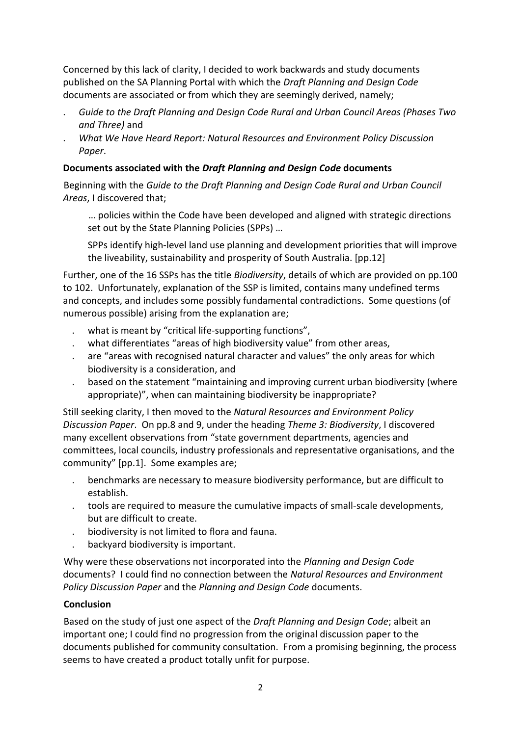Concerned by this lack of clarity, I decided to work backwards and study documents published on the SA Planning Portal with which the *Draft Planning and Design Code* documents are associated or from which they are seemingly derived, namely;

- *Guide to the Draft Planning and Design Code Rural and Urban Council Areas (Phases Two and Three)* and
- *What We Have Heard Report: Natural Resources and Environment Policy Discussion Paper*.

**Documents associated with the *Draft Planning and Design Code* documents**

Beginning with the *Guide to the Draft Planning and Design Code Rural and Urban Council Areas*, I discovered that;

> … policies within the Code have been developed and aligned with strategic directions set out by the State Planning Policies (SPPs) …
>
> SPPs identify high-level land use planning and development priorities that will improve the liveability, sustainability and prosperity of South Australia. [pp.12]

Further, one of the 16 SSPs has the title *Biodiversity*, details of which are provided on pp.100 to 102. Unfortunately, explanation of the SSP is limited, contains many undefined terms and concepts, and includes some possibly fundamental contradictions. Some questions (of numerous possible) arising from the explanation are;

- what is meant by "critical life-supporting functions",
- what differentiates "areas of high biodiversity value" from other areas,
- are "areas with recognised natural character and values" the only areas for which biodiversity is a consideration, and
- based on the statement "maintaining and improving current urban biodiversity (where appropriate)", when can maintaining biodiversity be inappropriate?

Still seeking clarity, I then moved to the *Natural Resources and Environment Policy Discussion Paper*. On pp.8 and 9, under the heading *Theme 3: Biodiversity*, I discovered many excellent observations from "state government departments, agencies and committees, local councils, industry professionals and representative organisations, and the community" [pp.1]. Some examples are;

- benchmarks are necessary to measure biodiversity performance, but are difficult to establish.
- tools are required to measure the cumulative impacts of small-scale developments, but are difficult to create.
- biodiversity is not limited to flora and fauna.
- backyard biodiversity is important.

Why were these observations not incorporated into the *Planning and Design Code* documents? I could find no connection between the *Natural Resources and Environment Policy Discussion Paper* and the *Planning and Design Code* documents.

**Conclusion**

Based on the study of just one aspect of the *Draft Planning and Design Code*; albeit an important one; I could find no progression from the original discussion paper to the documents published for community consultation. From a promising beginning, the process seems to have created a product totally unfit for purpose.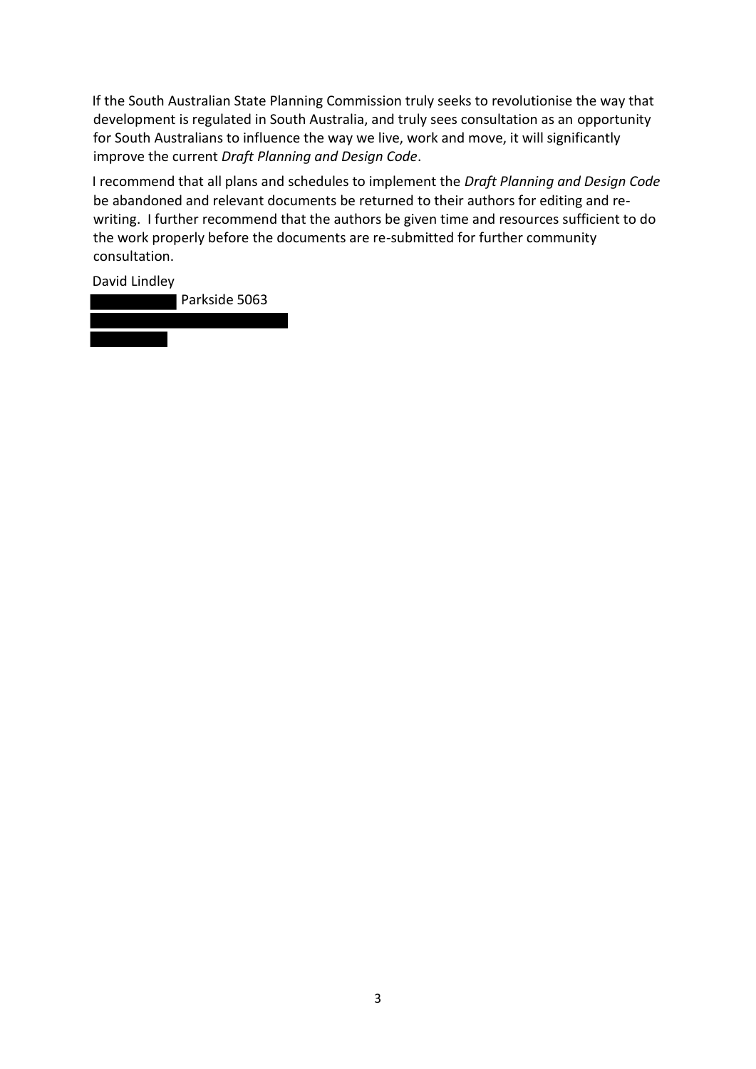If the South Australian State Planning Commission truly seeks to revolutionise the way that development is regulated in South Australia, and truly sees consultation as an opportunity for South Australians to influence the way we live, work and move, it will significantly improve the current *Draft Planning and Design Code*.

I recommend that all plans and schedules to implement the *Draft Planning and Design Code* be abandoned and relevant documents be returned to their authors for editing and re-writing. I further recommend that the authors be given time and resources sufficient to do the work properly before the documents are re-submitted for further community consultation.

David Lindley

Parkside 5063